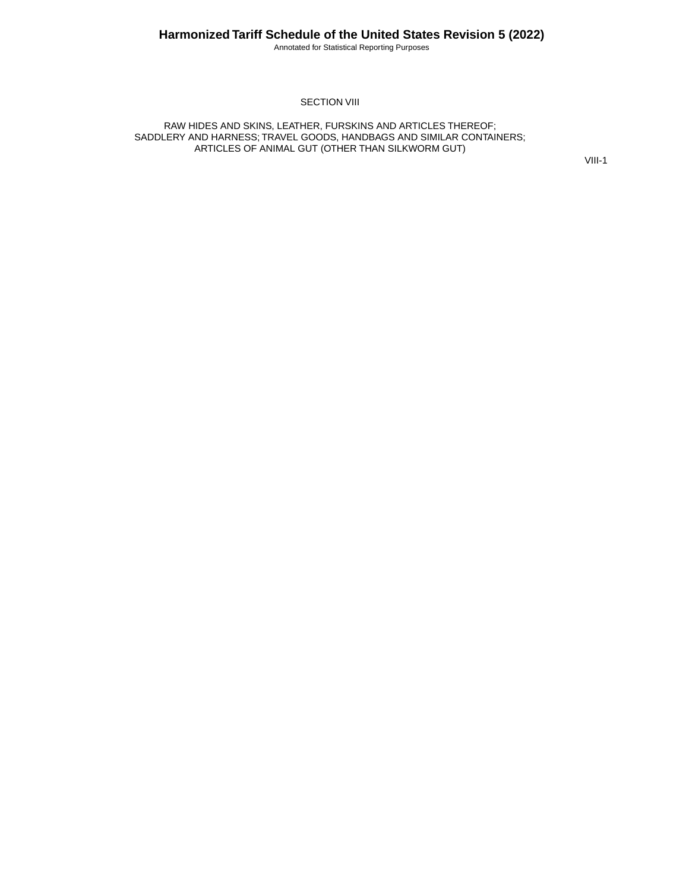# SECTION VIII

## RAW HIDES AND SKINS, LEATHER, FURSKINS AND ARTICLES THEREOF; SADDLERY AND HARNESS; TRAVEL GOODS, HANDBAGS AND SIMILAR CONTAINERS; ARTICLES OF ANIMAL GUT (OTHER THAN SILKWORM GUT)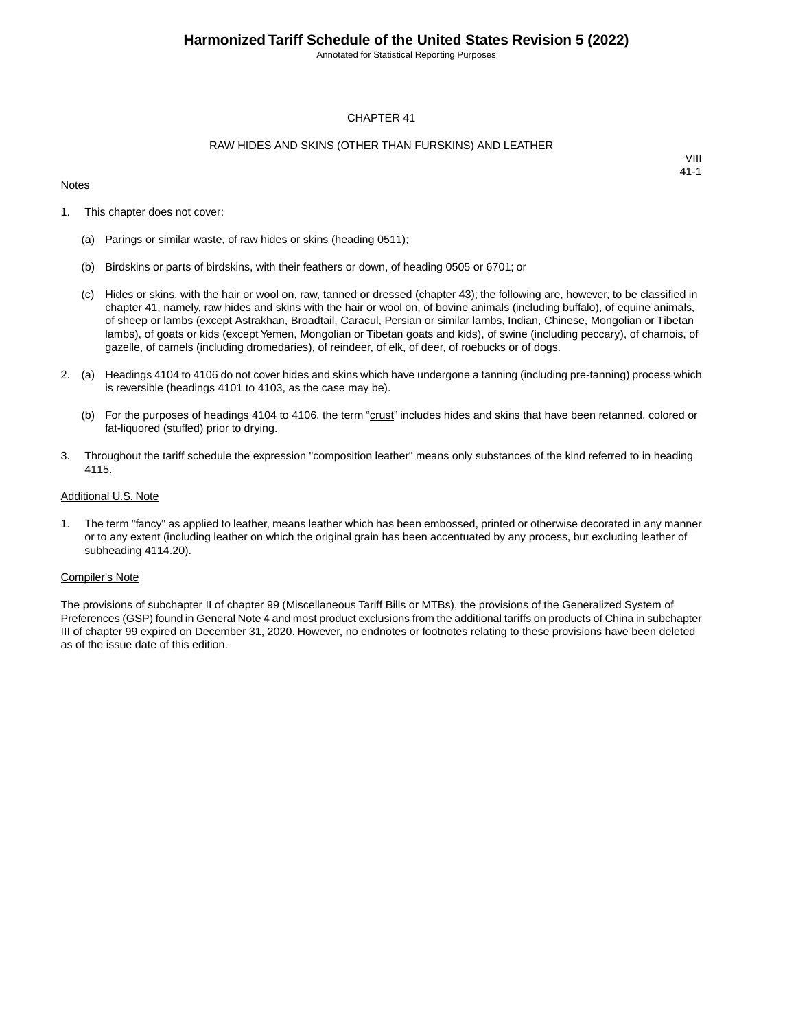## CHAPTER 41

## RAW HIDES AND SKINS (OTHER THAN FURSKINS) AND LEATHER

VIII
41-1

Notes

1. This chapter does not cover:

   (a) Parings or similar waste, of raw hides or skins (heading 0511);

   (b) Birdskins or parts of birdskins, with their feathers or down, of heading 0505 or 6701; or

   (c) Hides or skins, with the hair or wool on, raw, tanned or dressed (chapter 43); the following are, however, to be classified in chapter 41, namely, raw hides and skins with the hair or wool on, of bovine animals (including buffalo), of equine animals, of sheep or lambs (except Astrakhan, Broadtail, Caracul, Persian or similar lambs, Indian, Chinese, Mongolian or Tibetan lambs), of goats or kids (except Yemen, Mongolian or Tibetan goats and kids), of swine (including peccary), of chamois, of gazelle, of camels (including dromedaries), of reindeer, of elk, of deer, of roebucks or of dogs.

2. (a) Headings 4104 to 4106 do not cover hides and skins which have undergone a tanning (including pre-tanning) process which is reversible (headings 4101 to 4103, as the case may be).

   (b) For the purposes of headings 4104 to 4106, the term “crust” includes hides and skins that have been retanned, colored or fat-liquored (stuffed) prior to drying.

3. Throughout the tariff schedule the expression "composition leather" means only substances of the kind referred to in heading 4115.

Additional U.S. Note

1. The term "fancy" as applied to leather, means leather which has been embossed, printed or otherwise decorated in any manner or to any extent (including leather on which the original grain has been accentuated by any process, but excluding leather of subheading 4114.20).

Compiler's Note

The provisions of subchapter II of chapter 99 (Miscellaneous Tariff Bills or MTBs), the provisions of the Generalized System of Preferences (GSP) found in General Note 4 and most product exclusions from the additional tariffs on products of China in subchapter III of chapter 99 expired on December 31, 2020. However, no endnotes or footnotes relating to these provisions have been deleted as of the issue date of this edition.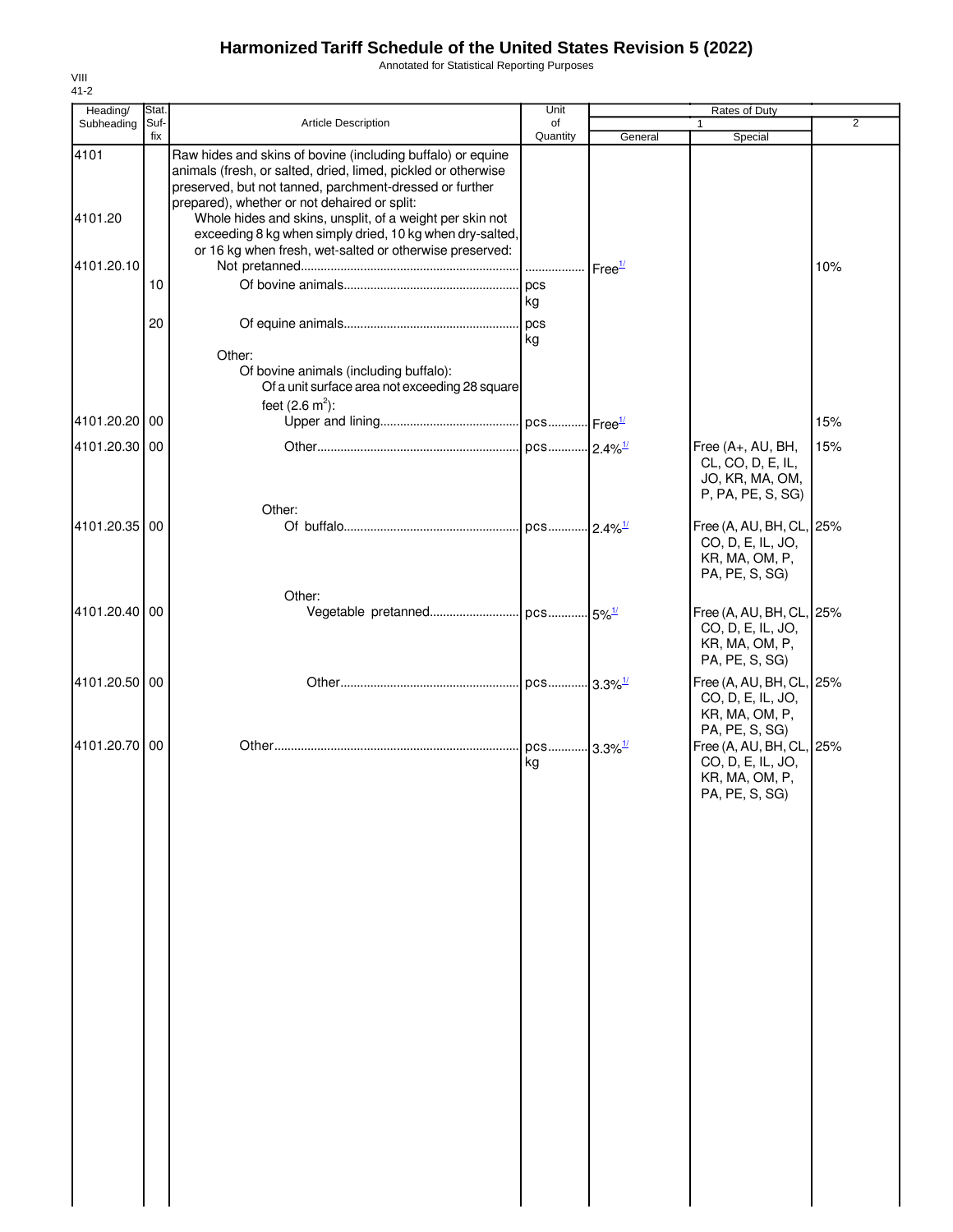# Harmonized Tariff Schedule of the United States Revision 5 (2022)

Annotated for Statistical Reporting Purposes

VIII
41-2

| Heading/ Subheading | Stat. Suf- fix | Article Description | Unit of Quantity | Rates of Duty 1 General | Special | 2 |
|---|---|---|---|---|---|---|
| 4101 | | Raw hides and skins of bovine (including buffalo) or equine animals (fresh, or salted, dried, limed, pickled or otherwise preserved, but not tanned, parchment-dressed or further prepared), whether or not dehaired or split: | | | | |
| 4101.20 | | Whole hides and skins, unsplit, of a weight per skin not exceeding 8 kg when simply dried, 10 kg when dry-salted, or 16 kg when fresh, wet-salted or otherwise preserved: | | | | |
| 4101.20.10 | | Not pretanned | | Free[1/] | | 10% |
| | 10 | Of bovine animals | pcs kg | | | |
| | 20 | Of equine animals | pcs kg | | | |
| | | Other: | | | | |
| | | Of bovine animals (including buffalo): | | | | |
| | | Of a unit surface area not exceeding 28 square feet ($2.6\ m^2$): | | | | |
| 4101.20.20 | 00 | Upper and lining | pcs | Free[1/] | | 15% |
| 4101.20.30 | 00 | Other | pcs | 2.4%[1/] | Free (A+, AU, BH, CL, CO, D, E, IL, JO, KR, MA, OM, P, PA, PE, S, SG) | 15% |
| | | Other: | | | | |
| 4101.20.35 | 00 | Of buffalo | pcs | 2.4%[1/] | Free (A, AU, BH, CL, CO, D, E, IL, JO, KR, MA, OM, P, PA, PE, S, SG) | 25% |
| | | Other: | | | | |
| 4101.20.40 | 00 | Vegetable pretanned | pcs | 5%[1/] | Free (A, AU, BH, CL, CO, D, E, IL, JO, KR, MA, OM, P, PA, PE, S, SG) | 25% |
| 4101.20.50 | 00 | Other | pcs | 3.3%[1/] | Free (A, AU, BH, CL, CO, D, E, IL, JO, KR, MA, OM, P, PA, PE, S, SG) | 25% |
| 4101.20.70 | 00 | Other | pcs kg | 3.3%[1/] | Free (A, AU, BH, CL, CO, D, E, IL, JO, KR, MA, OM, P, PA, PE, S, SG) | 25% |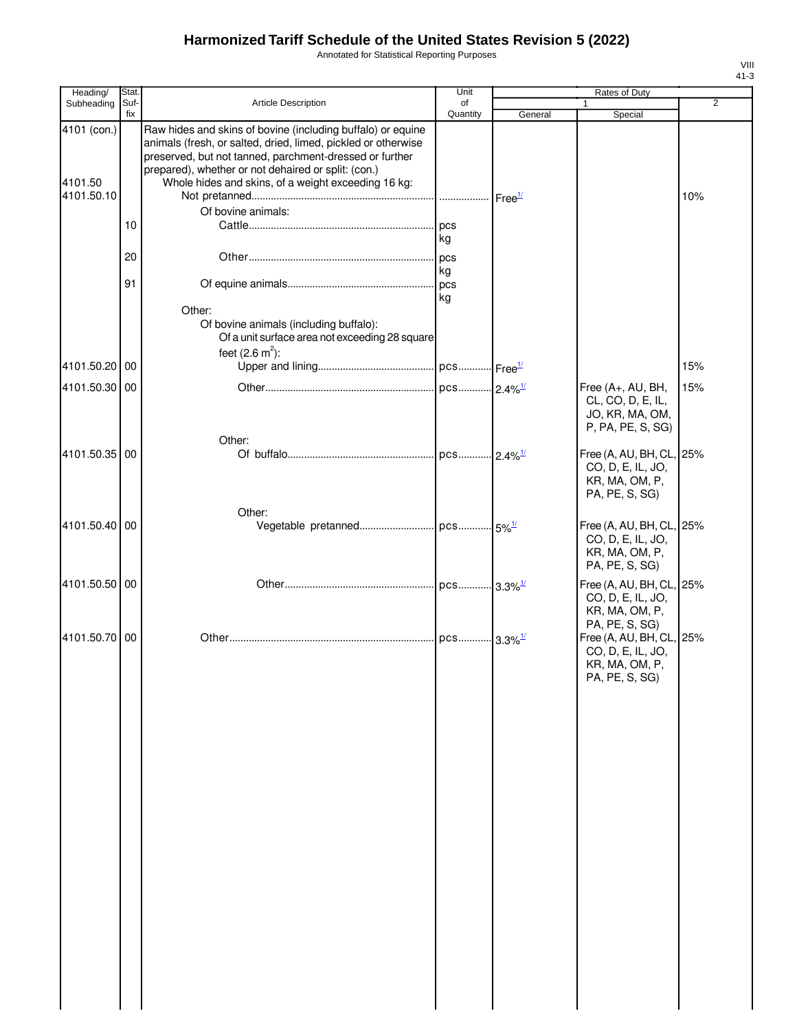# Harmonized Tariff Schedule of the United States Revision 5 (2022)

Annotated for Statistical Reporting Purposes

| Heading/ Subheading | Stat. Suf- fix | Article Description | Unit of Quantity | Rates of Duty 1 General | Special | 2 |
|---|---|---|---|---|---|---|
| 4101 (con.) | | Raw hides and skins of bovine (including buffalo) or equine animals (fresh, or salted, dried, limed, pickled or otherwise preserved, but not tanned, parchment-dressed or further prepared), whether or not dehaired or split: (con.) | | | | |
| 4101.50 | | Whole hides and skins, of a weight exceeding 16 kg: | | | | |
| 4101.50.10 | | Not pretanned | | Free[1/] | | 10% |
| | | Of bovine animals: | | | | |
| | 10 | Cattle | pcs kg | | | |
| | 20 | Other | pcs kg | | | |
| | 91 | Of equine animals | pcs kg | | | |
| | | Other: | | | | |
| | | Of bovine animals (including buffalo): | | | | |
| | | Of a unit surface area not exceeding 28 square feet (2.6 $m^2$): | | | | |
| 4101.50.20 | 00 | Upper and lining | pcs | Free[1/] | | 15% |
| 4101.50.30 | 00 | Other | pcs | 2.4%[1/] | Free (A+, AU, BH, CL, CO, D, E, IL, JO, KR, MA, OM, P, PA, PE, S, SG) | 15% |
| | | Other: | | | | |
| 4101.50.35 | 00 | Of buffalo | pcs | 2.4%[1/] | Free (A, AU, BH, CL, CO, D, E, IL, JO, KR, MA, OM, P, PA, PE, S, SG) | 25% |
| | | Other: | | | | |
| 4101.50.40 | 00 | Vegetable pretanned | pcs | 5%[1/] | Free (A, AU, BH, CL, CO, D, E, IL, JO, KR, MA, OM, P, PA, PE, S, SG) | 25% |
| 4101.50.50 | 00 | Other | pcs | 3.3%[1/] | Free (A, AU, BH, CL, CO, D, E, IL, JO, KR, MA, OM, P, PA, PE, S, SG) | 25% |
| 4101.50.70 | 00 | Other | pcs | 3.3%[1/] | Free (A, AU, BH, CL, CO, D, E, IL, JO, KR, MA, OM, P, PA, PE, S, SG) | 25% |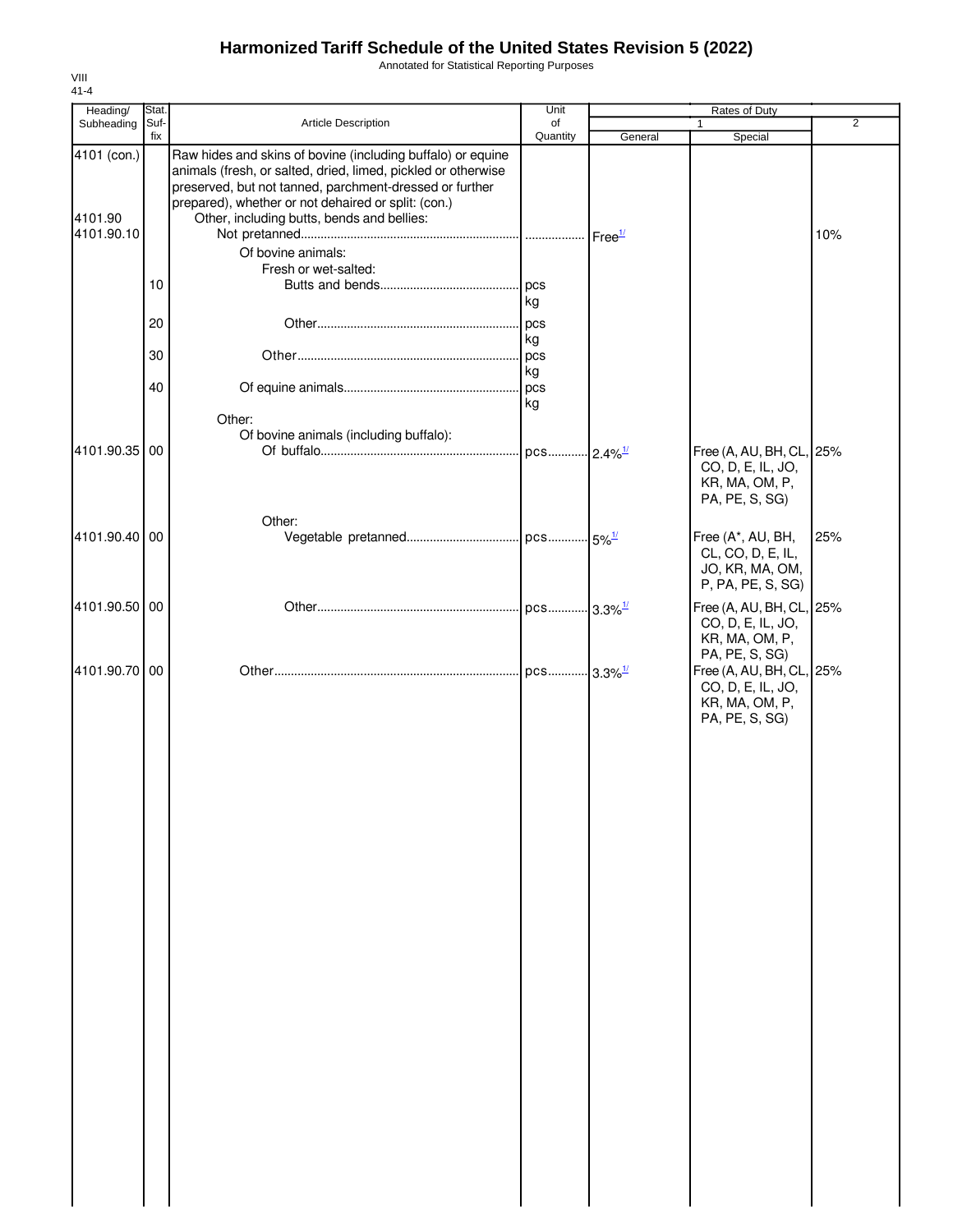# Harmonized Tariff Schedule of the United States Revision 5 (2022)

Annotated for Statistical Reporting Purposes

VIII
41-4

| Heading/ Subheading | Stat. Suf- fix | Article Description | Unit of Quantity | Rates of Duty 1 General | Special | 2 |
|---|---|---|---|---|---|---|
| 4101 (con.) | | Raw hides and skins of bovine (including buffalo) or equine animals (fresh, or salted, dried, limed, pickled or otherwise preserved, but not tanned, parchment-dressed or further prepared), whether or not dehaired or split: (con.) | | | | |
| 4101.90 | | Other, including butts, bends and bellies: | | | | |
| 4101.90.10 | | Not pretanned | | Free[1/] | | 10% |
| | | Of bovine animals: | | | | |
| | | Fresh or wet-salted: | | | | |
| | 10 | Butts and bends | pcs kg | | | |
| | 20 | Other | pcs kg | | | |
| | 30 | Other | pcs kg | | | |
| | 40 | Of equine animals | pcs kg | | | |
| | | Other: | | | | |
| | | Of bovine animals (including buffalo): | | | | |
| 4101.90.35 | 00 | Of buffalo | pcs | 2.4%[1/] | Free (A, AU, BH, CL, CO, D, E, IL, JO, KR, MA, OM, P, PA, PE, S, SG) | 25% |
| | | Other: | | | | |
| 4101.90.40 | 00 | Vegetable pretanned | pcs | 5%[1/] | Free (A*, AU, BH, CL, CO, D, E, IL, JO, KR, MA, OM, P, PA, PE, S, SG) | 25% |
| 4101.90.50 | 00 | Other | pcs | 3.3%[1/] | Free (A, AU, BH, CL, CO, D, E, IL, JO, KR, MA, OM, P, PA, PE, S, SG) | 25% |
| 4101.90.70 | 00 | Other | pcs | 3.3%[1/] | Free (A, AU, BH, CL, CO, D, E, IL, JO, KR, MA, OM, P, PA, PE, S, SG) | 25% |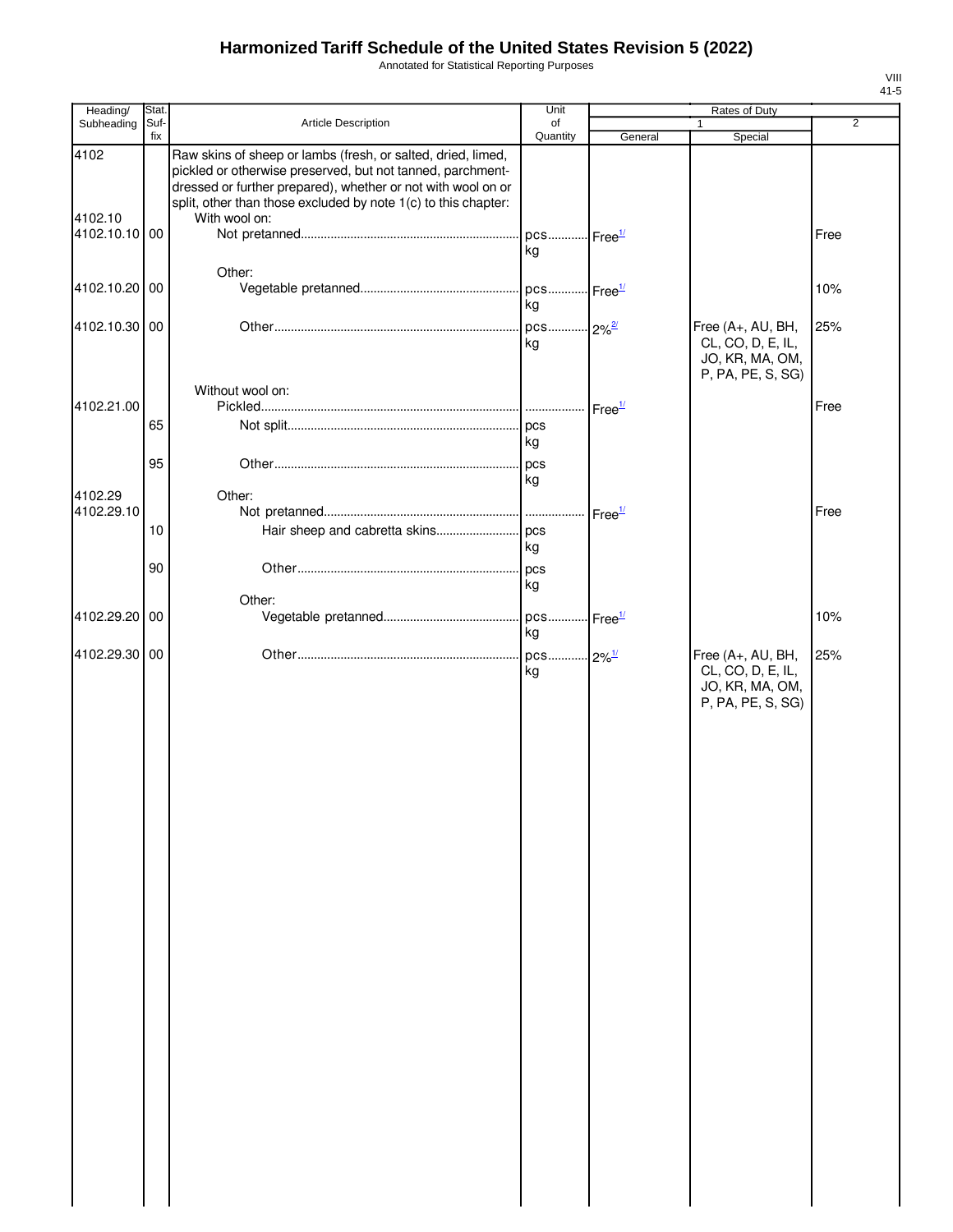# Harmonized Tariff Schedule of the United States Revision 5 (2022)

Annotated for Statistical Reporting Purposes

VIII
41-5

| Heading/ Subheading | Stat. Suf- fix | Article Description | Unit of Quantity | Rates of Duty 1 General | Special | 2 |
|---|---|---|---|---|---|---|
| 4102 | | Raw skins of sheep or lambs (fresh, or salted, dried, limed, pickled or otherwise preserved, but not tanned, parchment-dressed or further prepared), whether or not with wool on or split, other than those excluded by note 1(c) to this chapter: | | | | |
| 4102.10 | | With wool on: | | | | |
| 4102.10.10 | 00 | Not pretanned | pcs kg | Free[1/] | | Free |
| | | Other: | | | | |
| 4102.10.20 | 00 | Vegetable pretanned | pcs kg | Free[1/] | | 10% |
| 4102.10.30 | 00 | Other | pcs kg | 2%[2/] | Free (A+, AU, BH, CL, CO, D, E, IL, JO, KR, MA, OM, P, PA, PE, S, SG) | 25% |
| | | Without wool on: | | | | |
| 4102.21.00 | | Pickled | | Free[1/] | | Free |
| | 65 | Not split | pcs kg | | | |
| | 95 | Other | pcs kg | | | |
| 4102.29 | | Other: | | | | |
| 4102.29.10 | | Not pretanned | | Free[1/] | | Free |
| | 10 | Hair sheep and cabretta skins | pcs kg | | | |
| | 90 | Other | pcs kg | | | |
| | | Other: | | | | |
| 4102.29.20 | 00 | Vegetable pretanned | pcs kg | Free[1/] | | 10% |
| 4102.29.30 | 00 | Other | pcs kg | 2%[1/] | Free (A+, AU, BH, CL, CO, D, E, IL, JO, KR, MA, OM, P, PA, PE, S, SG) | 25% |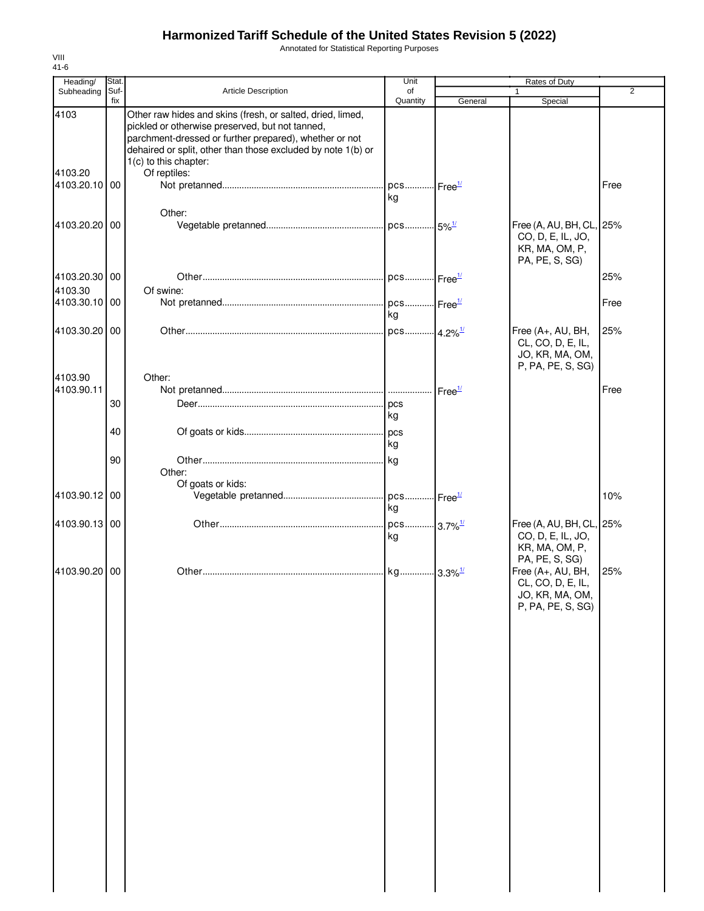# Harmonized Tariff Schedule of the United States Revision 5 (2022)

Annotated for Statistical Reporting Purposes

VIII
41-6

| Heading/ Subheading | Stat. Suf- fix | Article Description | Unit of Quantity | Rates of Duty 1 General | Special | 2 |
|---|---|---|---|---|---|---|
| 4103 | | Other raw hides and skins (fresh, or salted, dried, limed, pickled or otherwise preserved, but not tanned, parchment-dressed or further prepared), whether or not dehaired or split, other than those excluded by note 1(b) or 1(c) to this chapter: | | | | |
| 4103.20 | | Of reptiles: | | | | |
| 4103.20.10 | 00 | Not pretanned | pcs kg | Free[1/] | | Free |
| | | Other: | | | | |
| 4103.20.20 | 00 | Vegetable pretanned | pcs | 5%[1/] | Free (A, AU, BH, CL, CO, D, E, IL, JO, KR, MA, OM, P, PA, PE, S, SG) | 25% |
| 4103.20.30 | 00 | Other | pcs | Free[1/] | | 25% |
| 4103.30 | | Of swine: | | | | |
| 4103.30.10 | 00 | Not pretanned | pcs kg | Free[1/] | | Free |
| 4103.30.20 | 00 | Other | pcs | 4.2%[1/] | Free (A+, AU, BH, CL, CO, D, E, IL, JO, KR, MA, OM, P, PA, PE, S, SG) | 25% |
| 4103.90 | | Other: | | | | |
| 4103.90.11 | | Not pretanned | | Free[1/] | | Free |
| | 30 | Deer | pcs kg | | | |
| | 40 | Of goats or kids | pcs kg | | | |
| | 90 | Other | kg | | | |
| | | Other: | | | | |
| | | Of goats or kids: | | | | |
| 4103.90.12 | 00 | Vegetable pretanned | pcs kg | Free[1/] | | 10% |
| 4103.90.13 | 00 | Other | pcs kg | 3.7%[1/] | Free (A, AU, BH, CL, CO, D, E, IL, JO, KR, MA, OM, P, PA, PE, S, SG) | 25% |
| 4103.90.20 | 00 | Other | kg | 3.3%[1/] | Free (A+, AU, BH, CL, CO, D, E, IL, JO, KR, MA, OM, P, PA, PE, S, SG) | 25% |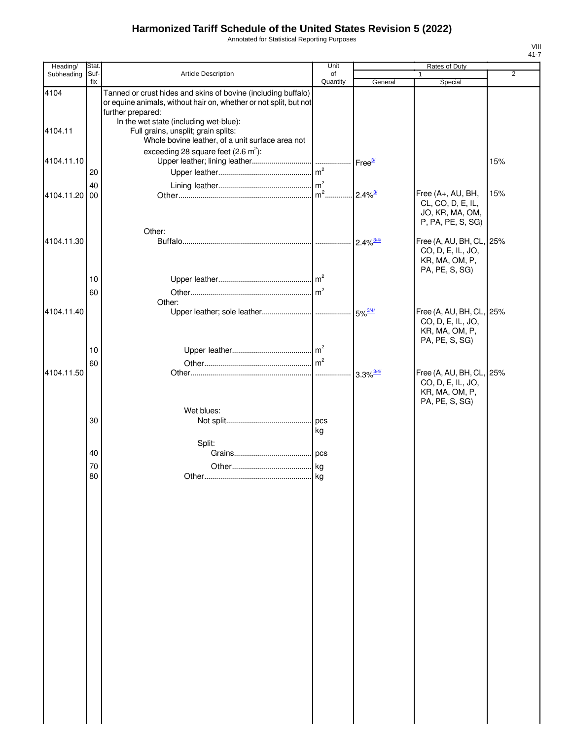# Harmonized Tariff Schedule of the United States Revision 5 (2022)

Annotated for Statistical Reporting Purposes

| Heading/ Subheading | Stat. Suf- fix | Article Description | Unit of Quantity | Rates of Duty 1 General | Rates of Duty 1 Special | Rates of Duty 2 |
|---|---|---|---|---|---|---|
| 4104 | | Tanned or crust hides and skins of bovine (including buffalo) or equine animals, without hair on, whether or not split, but not further prepared: | | | | |
| | | In the wet state (including wet-blue): | | | | |
| 4104.11 | | Full grains, unsplit; grain splits: | | | | |
| | | Whole bovine leather, of a unit surface area not exceeding 28 square feet (2.6 $m^2$): | | | | |
| 4104.11.10 | | Upper leather; lining leather | | Free[3/] | | 15% |
| | 20 | Upper leather | $m^2$ | | | |
| | 40 | Lining leather | $m^2$ | | | |
| 4104.11.20 | 00 | Other | $m^2$ | 2.4%[3/] | Free (A+, AU, BH, CL, CO, D, E, IL, JO, KR, MA, OM, P, PA, PE, S, SG) | 15% |
| | | Other: | | | | |
| 4104.11.30 | | Buffalo | | 2.4%[3/4/] | Free (A, AU, BH, CL, CO, D, E, IL, JO, KR, MA, OM, P, PA, PE, S, SG) | 25% |
| | 10 | Upper leather | $m^2$ | | | |
| | 60 | Other | $m^2$ | | | |
| | | Other: | | | | |
| 4104.11.40 | | Upper leather; sole leather | | 5%[3/4/] | Free (A, AU, BH, CL, CO, D, E, IL, JO, KR, MA, OM, P, PA, PE, S, SG) | 25% |
| | 10 | Upper leather | $m^2$ | | | |
| | 60 | Other | $m^2$ | | | |
| 4104.11.50 | | Other | | 3.3%[3/4/] | Free (A, AU, BH, CL, CO, D, E, IL, JO, KR, MA, OM, P, PA, PE, S, SG) | 25% |
| | | Wet blues: | | | | |
| | 30 | Not split | pcs kg | | | |
| | | Split: | | | | |
| | 40 | Grains | pcs | | | |
| | 70 | Other | kg | | | |
| | 80 | Other | kg | | | |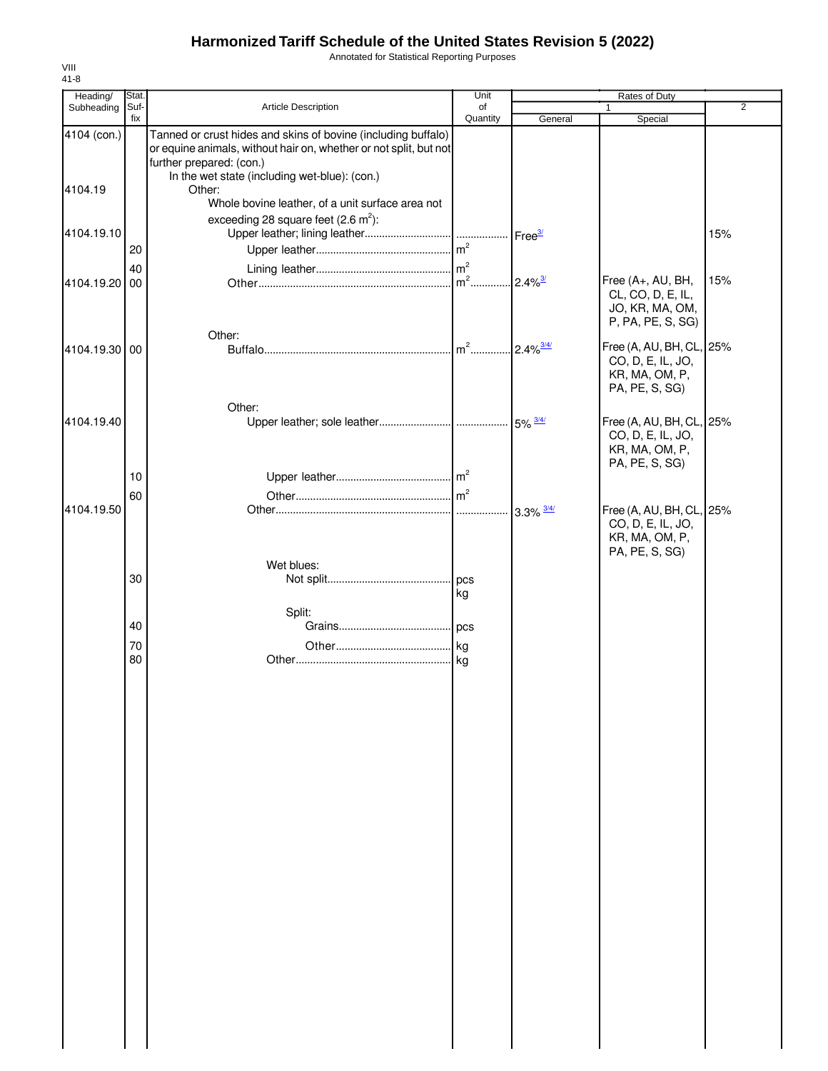# Harmonized Tariff Schedule of the United States Revision 5 (2022)

Annotated for Statistical Reporting Purposes

VIII
41-8

| Heading/ Subheading | Stat. Suf-fix | Article Description | Unit of Quantity | Rates of Duty 1 General | Special | 2 |
|---|---|---|---|---|---|---|
| 4104 (con.) | | Tanned or crust hides and skins of bovine (including buffalo) or equine animals, without hair on, whether or not split, but not further prepared: (con.) | | | | |
| | | In the wet state (including wet-blue): (con.) | | | | |
| 4104.19 | | Other: | | | | |
| | | Whole bovine leather, of a unit surface area not exceeding 28 square feet (2.6 $m^2$): | | | | |
| 4104.19.10 | | Upper leather; lining leather | | Free[3/] | | 15% |
| | 20 | Upper leather | $m^2$ | | | |
| | 40 | Lining leather | $m^2$ | | | |
| 4104.19.20 | 00 | Other | $m^2$ | 2.4%[3/] | Free (A+, AU, BH, CL, CO, D, E, IL, JO, KR, MA, OM, P, PA, PE, S, SG) | 15% |
| | | Other: | | | | |
| 4104.19.30 | 00 | Buffalo | $m^2$ | 2.4%[3/4/] | Free (A, AU, BH, CL, CO, D, E, IL, JO, KR, MA, OM, P, PA, PE, S, SG) | 25% |
| | | Other: | | | | |
| 4104.19.40 | | Upper leather; sole leather | | 5%[3/4/] | Free (A, AU, BH, CL, CO, D, E, IL, JO, KR, MA, OM, P, PA, PE, S, SG) | 25% |
| | 10 | Upper leather | $m^2$ | | | |
| | 60 | Other | $m^2$ | | | |
| 4104.19.50 | | Other | | 3.3%[3/4/] | Free (A, AU, BH, CL, CO, D, E, IL, JO, KR, MA, OM, P, PA, PE, S, SG) | 25% |
| | | Wet blues: | | | | |
| | 30 | Not split | pcs kg | | | |
| | | Split: | | | | |
| | 40 | Grains | pcs | | | |
| | 70 | Other | kg | | | |
| | 80 | Other | kg | | | |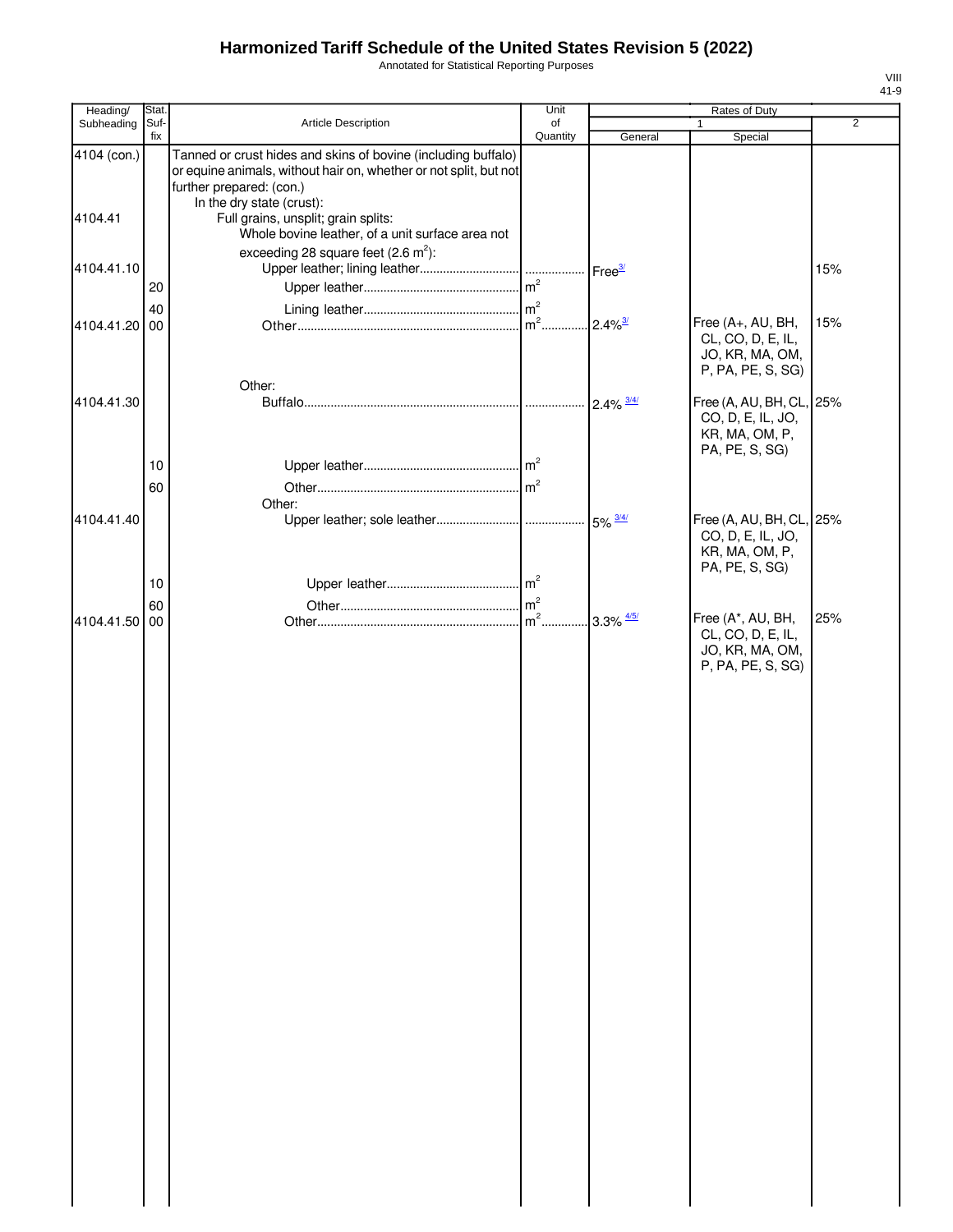# Harmonized Tariff Schedule of the United States Revision 5 (2022)

Annotated for Statistical Reporting Purposes

VIII
41-9

| Heading/ Subheading | Stat. Suf- fix | Article Description | Unit of Quantity | Rates of Duty 1 General | Special | 2 |
|---|---|---|---|---|---|---|
| 4104 (con.) | | Tanned or crust hides and skins of bovine (including buffalo) or equine animals, without hair on, whether or not split, but not further prepared: (con.) | | | | |
| | | In the dry state (crust): | | | | |
| 4104.41 | | Full grains, unsplit; grain splits: | | | | |
| | | Whole bovine leather, of a unit surface area not exceeding 28 square feet (2.6 $m^2$): | | | | |
| 4104.41.10 | | Upper leather; lining leather | | Free[3/] | | 15% |
| | 20 | Upper leather | $m^2$ | | | |
| | 40 | Lining leather | $m^2$ | | | |
| 4104.41.20 | 00 | Other | $m^2$ | 2.4%[3/] | Free (A+, AU, BH, CL, CO, D, E, IL, JO, KR, MA, OM, P, PA, PE, S, SG) | 15% |
| | | Other: | | | | |
| 4104.41.30 | | Buffalo | | 2.4% [3/4/] | Free (A, AU, BH, CL, CO, D, E, IL, JO, KR, MA, OM, P, PA, PE, S, SG) | 25% |
| | 10 | Upper leather | $m^2$ | | | |
| | 60 | Other | $m^2$ | | | |
| | | Other: | | | | |
| 4104.41.40 | | Upper leather; sole leather | | 5% [3/4/] | Free (A, AU, BH, CL, CO, D, E, IL, JO, KR, MA, OM, P, PA, PE, S, SG) | 25% |
| | 10 | Upper leather | $m^2$ | | | |
| | 60 | Other | $m^2$ | | | |
| 4104.41.50 | 00 | Other | $m^2$ | 3.3% [4/5/] | Free (A*, AU, BH, CL, CO, D, E, IL, JO, KR, MA, OM, P, PA, PE, S, SG) | 25% |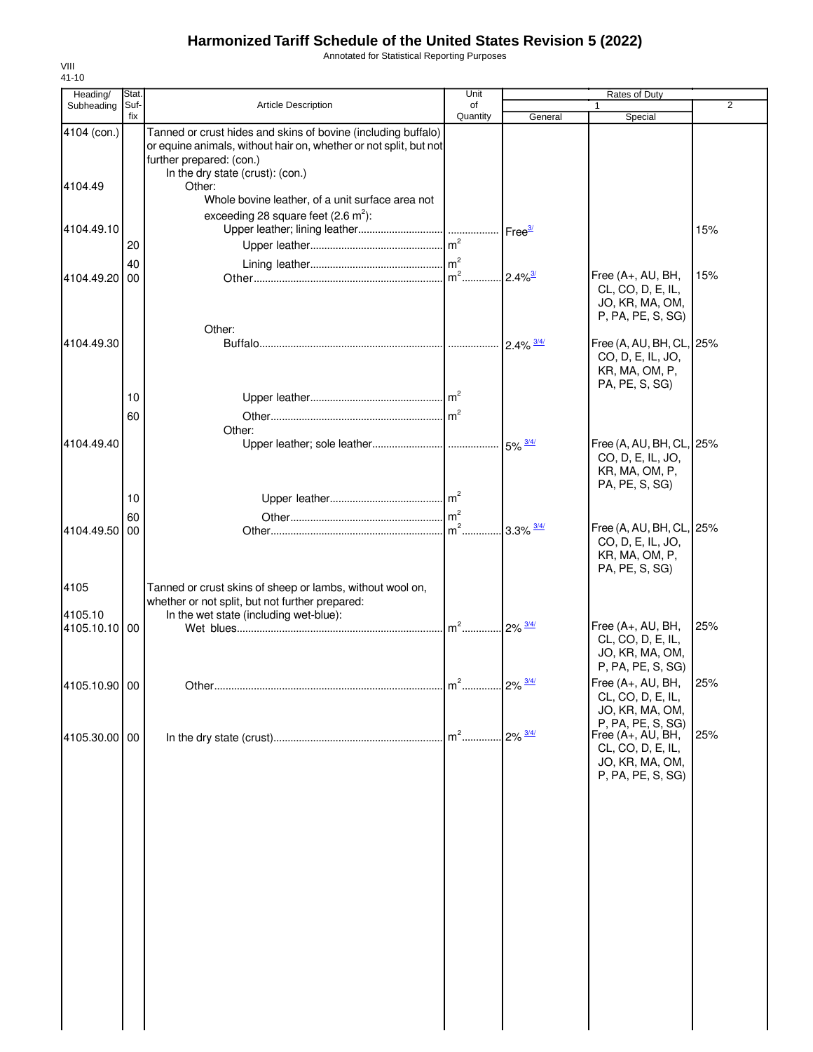# Harmonized Tariff Schedule of the United States Revision 5 (2022)

Annotated for Statistical Reporting Purposes

VIII
41-10

| Heading/ Subheading | Stat. Suf-fix | Article Description | Unit of Quantity | Rates of Duty 1 General | Special | 2 |
|---|---|---|---|---|---|---|
| 4104 (con.) | | Tanned or crust hides and skins of bovine (including buffalo) or equine animals, without hair on, whether or not split, but not further prepared: (con.) | | | | |
| | | In the dry state (crust): (con.) | | | | |
| 4104.49 | | Other: | | | | |
| | | Whole bovine leather, of a unit surface area not exceeding 28 square feet (2.6 $m^2$): | | | | |
| 4104.49.10 | | Upper leather; lining leather | | Free 3/ | | 15% |
| | 20 | Upper leather | $m^2$ | | | |
| | 40 | Lining leather | $m^2$ | | | |
| 4104.49.20 | 00 | Other | $m^2$ | 2.4% 3/ | Free (A+, AU, BH, CL, CO, D, E, IL, JO, KR, MA, OM, P, PA, PE, S, SG) | 15% |
| | | Other: | | | | |
| 4104.49.30 | | Buffalo | | 2.4% 3/4/ | Free (A, AU, BH, CL, CO, D, E, IL, JO, KR, MA, OM, P, PA, PE, S, SG) | 25% |
| | 10 | Upper leather | $m^2$ | | | |
| | 60 | Other | $m^2$ | | | |
| | | Other: | | | | |
| 4104.49.40 | | Upper leather; sole leather | | 5% 3/4/ | Free (A, AU, BH, CL, CO, D, E, IL, JO, KR, MA, OM, P, PA, PE, S, SG) | 25% |
| | 10 | Upper leather | $m^2$ | | | |
| | 60 | Other | $m^2$ | | | |
| 4104.49.50 | 00 | Other | $m^2$ | 3.3% 3/4/ | Free (A, AU, BH, CL, CO, D, E, IL, JO, KR, MA, OM, P, PA, PE, S, SG) | 25% |
| 4105 | | Tanned or crust skins of sheep or lambs, without wool on, whether or not split, but not further prepared: | | | | |
| 4105.10 | | In the wet state (including wet-blue): | | | | |
| 4105.10.10 | 00 | Wet blues | $m^2$ | 2% 3/4/ | Free (A+, AU, BH, CL, CO, D, E, IL, JO, KR, MA, OM, P, PA, PE, S, SG) | 25% |
| 4105.10.90 | 00 | Other | $m^2$ | 2% 3/4/ | Free (A+, AU, BH, CL, CO, D, E, IL, JO, KR, MA, OM, P, PA, PE, S, SG) | 25% |
| 4105.30.00 | 00 | In the dry state (crust) | $m^2$ | 2% 3/4/ | Free (A+, AU, BH, CL, CO, D, E, IL, JO, KR, MA, OM, P, PA, PE, S, SG) | 25% |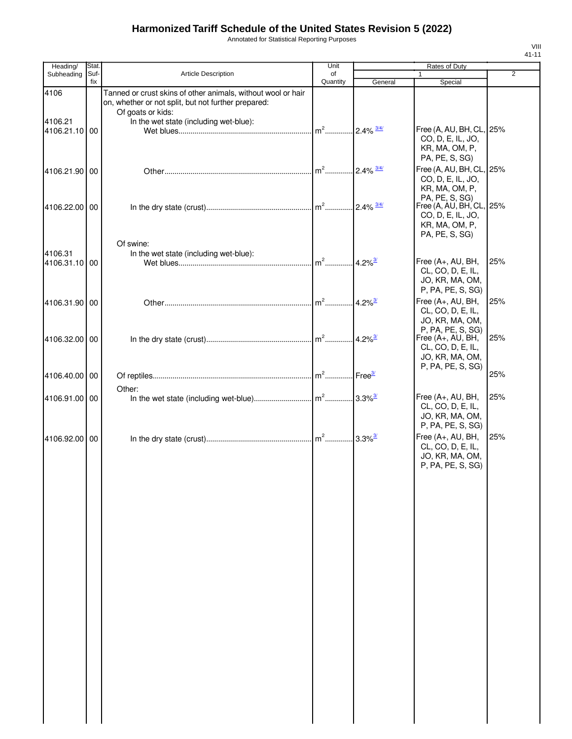# Harmonized Tariff Schedule of the United States Revision 5 (2022)

Annotated for Statistical Reporting Purposes

VIII
41-11

| Heading/ Subheading | Stat. Suf- fix | Article Description | Unit of Quantity | Rates of Duty | | |
|---|---|---|---|---|---|---|
| | | | | 1 | | 2 |
| | | | | General | Special | |
| 4106 | | Tanned or crust skins of other animals, without wool or hair on, whether or not split, but not further prepared: | | | | |
| | | Of goats or kids: | | | | |
| 4106.21 | | In the wet state (including wet-blue): | | | | |
| 4106.21.10 | 00 | Wet blues | m² | 2.4% 3/4/ | Free (A, AU, BH, CL, CO, D, E, IL, JO, KR, MA, OM, P, PA, PE, S, SG) | 25% |
| 4106.21.90 | 00 | Other | m² | 2.4% 3/4/ | Free (A, AU, BH, CL, CO, D, E, IL, JO, KR, MA, OM, P, PA, PE, S, SG) | 25% |
| 4106.22.00 | 00 | In the dry state (crust) | m² | 2.4% 3/4/ | Free (A, AU, BH, CL, CO, D, E, IL, JO, KR, MA, OM, P, PA, PE, S, SG) | 25% |
| | | Of swine: | | | | |
| 4106.31 | | In the wet state (including wet-blue): | | | | |
| 4106.31.10 | 00 | Wet blues | m² | 4.2% 3/ | Free (A+, AU, BH, CL, CO, D, E, IL, JO, KR, MA, OM, P, PA, PE, S, SG) | 25% |
| 4106.31.90 | 00 | Other | m² | 4.2% 3/ | Free (A+, AU, BH, CL, CO, D, E, IL, JO, KR, MA, OM, P, PA, PE, S, SG) | 25% |
| 4106.32.00 | 00 | In the dry state (crust) | m² | 4.2% 3/ | Free (A+, AU, BH, CL, CO, D, E, IL, JO, KR, MA, OM, P, PA, PE, S, SG) | 25% |
| 4106.40.00 | 00 | Of reptiles | m² | Free 3/ | | 25% |
| | | Other: | | | | |
| 4106.91.00 | 00 | In the wet state (including wet-blue) | m² | 3.3% 3/ | Free (A+, AU, BH, CL, CO, D, E, IL, JO, KR, MA, OM, P, PA, PE, S, SG) | 25% |
| 4106.92.00 | 00 | In the dry state (crust) | m² | 3.3% 3/ | Free (A+, AU, BH, CL, CO, D, E, IL, JO, KR, MA, OM, P, PA, PE, S, SG) | 25% |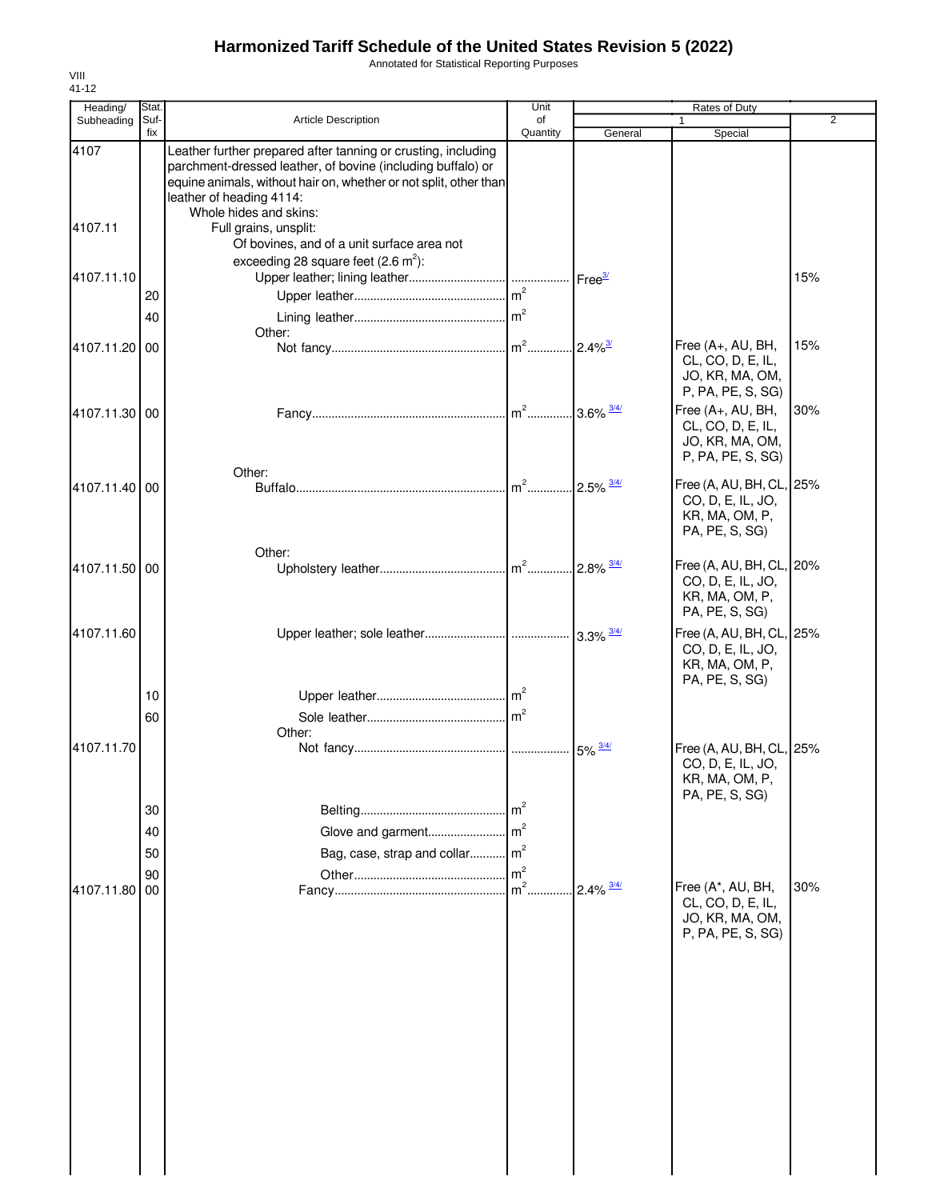# Harmonized Tariff Schedule of the United States Revision 5 (2022)

Annotated for Statistical Reporting Purposes

VIII
41-12

| Heading/ Subheading | Stat. Suf- fix | Article Description | Unit of Quantity | Rates of Duty 1 General | Special | 2 |
|---|---|---|---|---|---|---|
| 4107 | | Leather further prepared after tanning or crusting, including parchment-dressed leather, of bovine (including buffalo) or equine animals, without hair on, whether or not split, other than leather of heading 4114: | | | | |
| | | Whole hides and skins: | | | | |
| 4107.11 | | Full grains, unsplit: | | | | |
| | | Of bovines, and of a unit surface area not exceeding 28 square feet ($2.6\ m^2$): | | | | |
| 4107.11.10 | | Upper leather; lining leather | | Free[3/] | | 15% |
| | 20 | Upper leather | $m^2$ | | | |
| | 40 | Lining leather | $m^2$ | | | |
| | | Other: | | | | |
| 4107.11.20 | 00 | Not fancy | $m^2$ | 2.4%[3/] | Free (A+, AU, BH, CL, CO, D, E, IL, JO, KR, MA, OM, P, PA, PE, S, SG) | 15% |
| 4107.11.30 | 00 | Fancy | $m^2$ | 3.6% [3/4/] | Free (A+, AU, BH, CL, CO, D, E, IL, JO, KR, MA, OM, P, PA, PE, S, SG) | 30% |
| | | Other: | | | | |
| 4107.11.40 | 00 | Buffalo | $m^2$ | 2.5% [3/4/] | Free (A, AU, BH, CL, CO, D, E, IL, JO, KR, MA, OM, P, PA, PE, S, SG) | 25% |
| | | Other: | | | | |
| 4107.11.50 | 00 | Upholstery leather | $m^2$ | 2.8% [3/4/] | Free (A, AU, BH, CL, CO, D, E, IL, JO, KR, MA, OM, P, PA, PE, S, SG) | 20% |
| 4107.11.60 | | Upper leather; sole leather | | 3.3% [3/4/] | Free (A, AU, BH, CL, CO, D, E, IL, JO, KR, MA, OM, P, PA, PE, S, SG) | 25% |
| | 10 | Upper leather | $m^2$ | | | |
| | 60 | Sole leather | $m^2$ | | | |
| | | Other: | | | | |
| 4107.11.70 | | Not fancy | | 5% [3/4/] | Free (A, AU, BH, CL, CO, D, E, IL, JO, KR, MA, OM, P, PA, PE, S, SG) | 25% |
| | 30 | Belting | $m^2$ | | | |
| | 40 | Glove and garment | $m^2$ | | | |
| | 50 | Bag, case, strap and collar | $m^2$ | | | |
| | 90 | Other | $m^2$ | | | |
| 4107.11.80 | 00 | Fancy | $m^2$ | 2.4% [3/4/] | Free (A*, AU, BH, CL, CO, D, E, IL, JO, KR, MA, OM, P, PA, PE, S, SG) | 30% |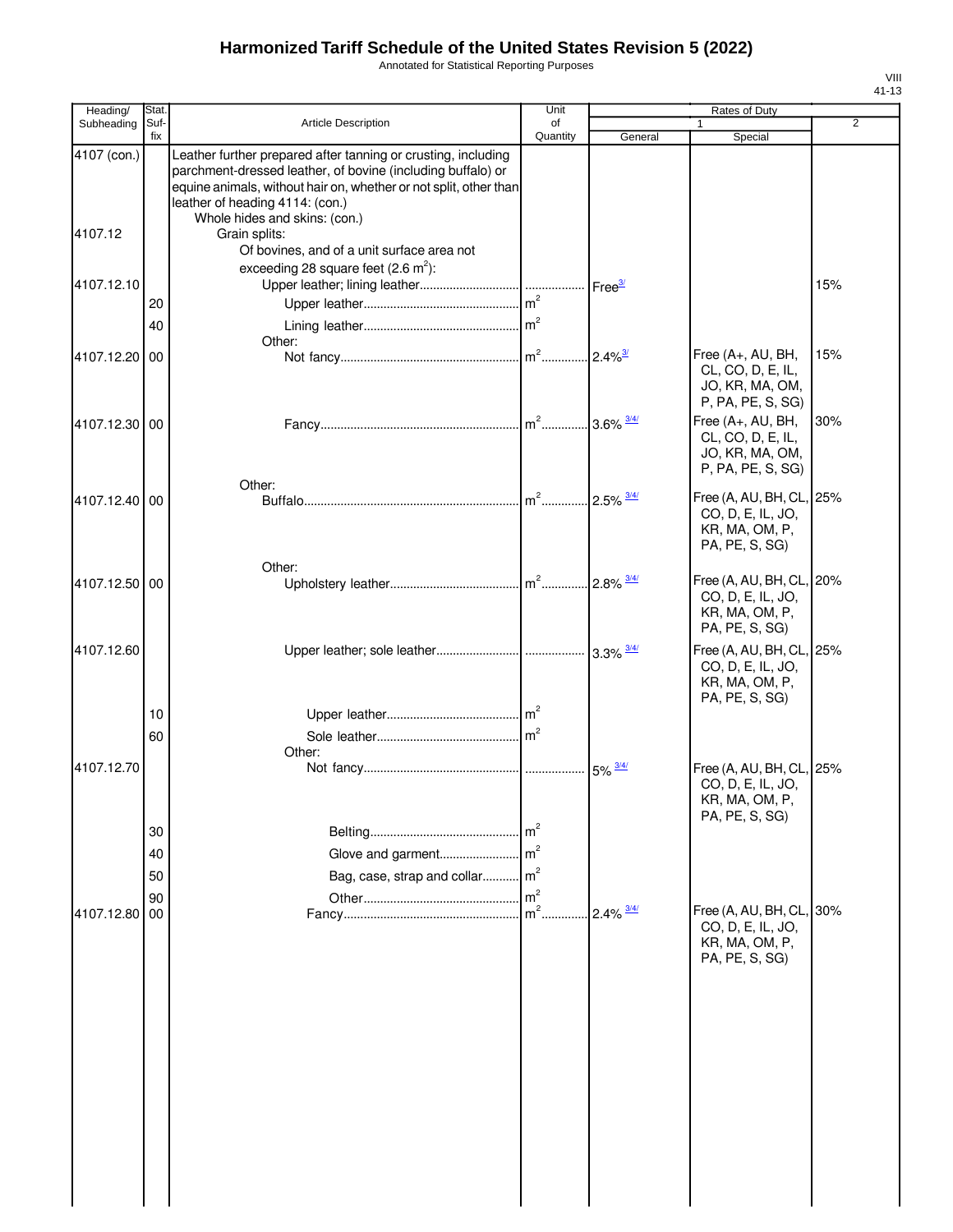# Harmonized Tariff Schedule of the United States Revision 5 (2022)

Annotated for Statistical Reporting Purposes

VIII
41-13

| Heading/ Subheading | Stat. Suf- fix | Article Description | Unit of Quantity | Rates of Duty 1 General | Special | 2 |
|---|---|---|---|---|---|---|
| 4107 (con.) | | Leather further prepared after tanning or crusting, including parchment-dressed leather, of bovine (including buffalo) or equine animals, without hair on, whether or not split, other than leather of heading 4114: (con.) | | | | |
| | | Whole hides and skins: (con.) | | | | |
| 4107.12 | | Grain splits: | | | | |
| | | Of bovines, and of a unit surface area not exceeding 28 square feet (2.6 $m^2$): | | | | |
| 4107.12.10 | | Upper leather; lining leather | | Free[3/] | | 15% |
| | 20 | Upper leather | $m^2$ | | | |
| | 40 | Lining leather | $m^2$ | | | |
| | | Other: | | | | |
| 4107.12.20 | 00 | Not fancy | $m^2$ | 2.4%[3/] | Free (A+, AU, BH, CL, CO, D, E, IL, JO, KR, MA, OM, P, PA, PE, S, SG) | 15% |
| 4107.12.30 | 00 | Fancy | $m^2$ | 3.6%[3/4/] | Free (A+, AU, BH, CL, CO, D, E, IL, JO, KR, MA, OM, P, PA, PE, S, SG) | 30% |
| | | Other: | | | | |
| 4107.12.40 | 00 | Buffalo | $m^2$ | 2.5%[3/4/] | Free (A, AU, BH, CL, CO, D, E, IL, JO, KR, MA, OM, P, PA, PE, S, SG) | 25% |
| | | Other: | | | | |
| 4107.12.50 | 00 | Upholstery leather | $m^2$ | 2.8%[3/4/] | Free (A, AU, BH, CL, CO, D, E, IL, JO, KR, MA, OM, P, PA, PE, S, SG) | 20% |
| 4107.12.60 | | Upper leather; sole leather | | 3.3%[3/4/] | Free (A, AU, BH, CL, CO, D, E, IL, JO, KR, MA, OM, P, PA, PE, S, SG) | 25% |
| | 10 | Upper leather | $m^2$ | | | |
| | 60 | Sole leather | $m^2$ | | | |
| | | Other: | | | | |
| 4107.12.70 | | Not fancy | | 5%[3/4/] | Free (A, AU, BH, CL, CO, D, E, IL, JO, KR, MA, OM, P, PA, PE, S, SG) | 25% |
| | 30 | Belting | $m^2$ | | | |
| | 40 | Glove and garment | $m^2$ | | | |
| | 50 | Bag, case, strap and collar | $m^2$ | | | |
| | 90 | Other | $m^2$ | | | |
| 4107.12.80 | 00 | Fancy | $m^2$ | 2.4%[3/4/] | Free (A, AU, BH, CL, CO, D, E, IL, JO, KR, MA, OM, P, PA, PE, S, SG) | 30% |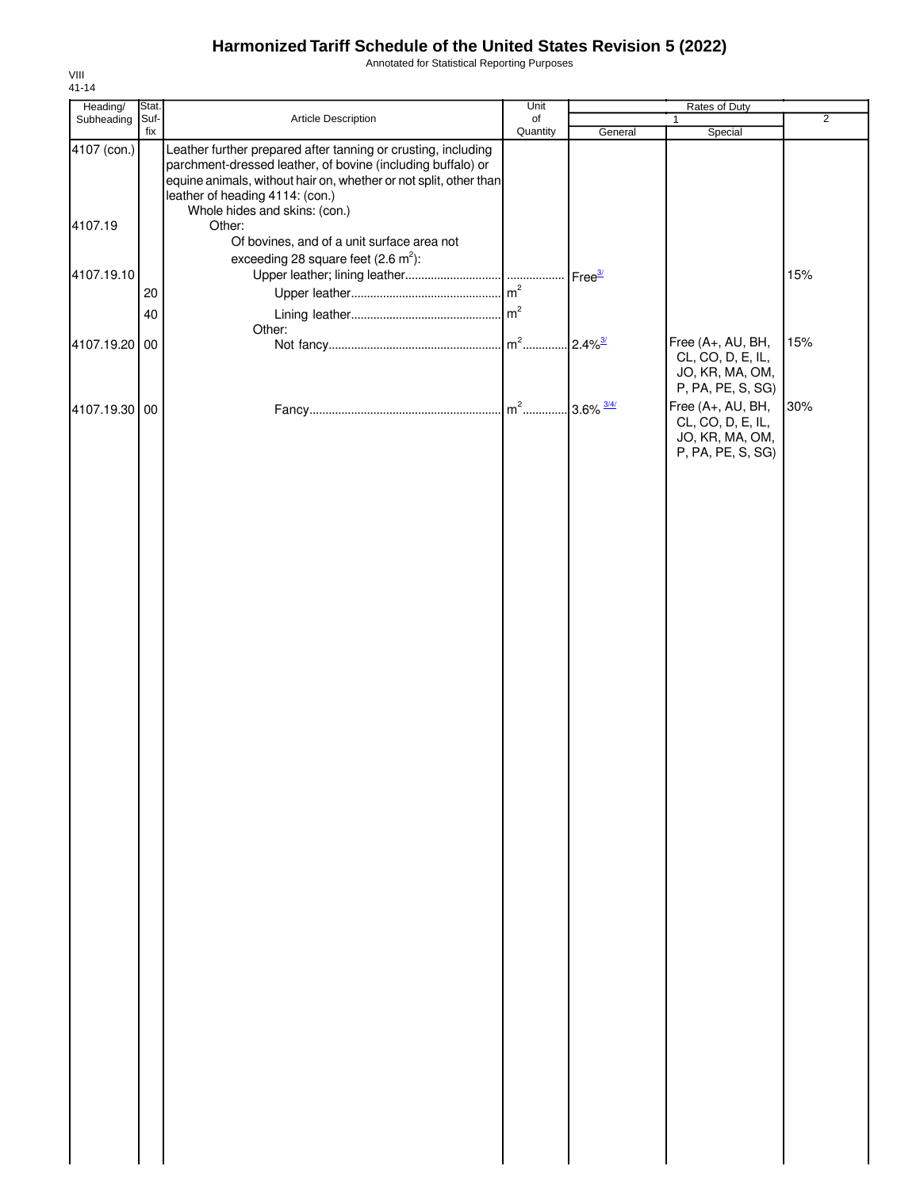# Harmonized Tariff Schedule of the United States Revision 5 (2022)

Annotated for Statistical Reporting Purposes

VIII
41-14

| Heading/ Subheading | Stat. Suf- fix | Article Description | Unit of Quantity | Rates of Duty | | |
|---|---|---|---|---|---|---|
| | | | | 1 | | 2 |
| | | | | General | Special | |
| 4107 (con.) | | Leather further prepared after tanning or crusting, including parchment-dressed leather, of bovine (including buffalo) or equine animals, without hair on, whether or not split, other than leather of heading 4114: (con.) | | | | |
| | | Whole hides and skins: (con.) | | | | |
| 4107.19 | | Other: | | | | |
| | | Of bovines, and of a unit surface area not exceeding 28 square feet (2.6 $m^2$): | | | | |
| 4107.19.10 | | Upper leather; lining leather | | Free[3/] | | 15% |
| | 20 | Upper leather | $m^2$ | | | |
| | 40 | Lining leather | $m^2$ | | | |
| | | Other: | | | | |
| 4107.19.20 | 00 | Not fancy | $m^2$ | 2.4%[3/] | Free (A+, AU, BH, CL, CO, D, E, IL, JO, KR, MA, OM, P, PA, PE, S, SG) | 15% |
| 4107.19.30 | 00 | Fancy | $m^2$ | 3.6%[3/4/] | Free (A+, AU, BH, CL, CO, D, E, IL, JO, KR, MA, OM, P, PA, PE, S, SG) | 30% |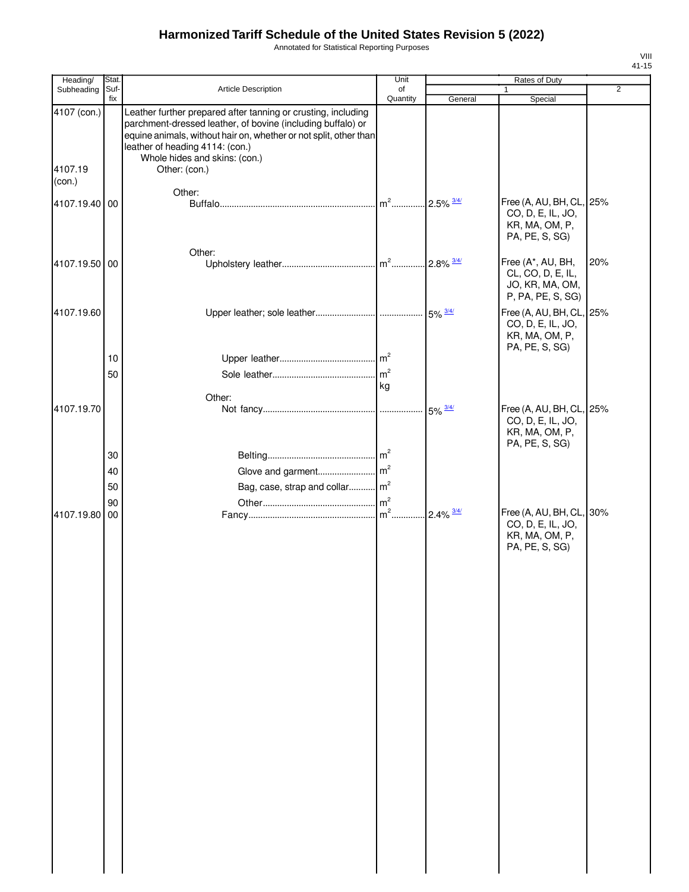# Harmonized Tariff Schedule of the United States Revision 5 (2022)

Annotated for Statistical Reporting Purposes

| Heading/ Subheading | Stat. Suf-fix | Article Description | Unit of Quantity | Rates of Duty 1 General | Rates of Duty 1 Special | Rates of Duty 2 |
|---|---|---|---|---|---|---|
| 4107 (con.) | | Leather further prepared after tanning or crusting, including parchment-dressed leather, of bovine (including buffalo) or equine animals, without hair on, whether or not split, other than leather of heading 4114: (con.) | | | | |
| | | Whole hides and skins: (con.) | | | | |
| 4107.19 (con.) | | Other: (con.) | | | | |
| | | Other: | | | | |
| 4107.19.40 | 00 | Buffalo | m² | 2.5% 3/4/ | Free (A, AU, BH, CL, CO, D, E, IL, JO, KR, MA, OM, P, PA, PE, S, SG) | 25% |
| | | Other: | | | | |
| 4107.19.50 | 00 | Upholstery leather | m² | 2.8% 3/4/ | Free (A*, AU, BH, CL, CO, D, E, IL, JO, KR, MA, OM, P, PA, PE, S, SG) | 20% |
| 4107.19.60 | | Upper leather; sole leather | | 5% 3/4/ | Free (A, AU, BH, CL, CO, D, E, IL, JO, KR, MA, OM, P, PA, PE, S, SG) | 25% |
| | 10 | Upper leather | m² | | | |
| | 50 | Sole leather | m² kg | | | |
| | | Other: | | | | |
| 4107.19.70 | | Not fancy | | 5% 3/4/ | Free (A, AU, BH, CL, CO, D, E, IL, JO, KR, MA, OM, P, PA, PE, S, SG) | 25% |
| | 30 | Belting | m² | | | |
| | 40 | Glove and garment | m² | | | |
| | 50 | Bag, case, strap and collar | m² | | | |
| | 90 | Other | m² | | | |
| 4107.19.80 | 00 | Fancy | m² | 2.4% 3/4/ | Free (A, AU, BH, CL, CO, D, E, IL, JO, KR, MA, OM, P, PA, PE, S, SG) | 30% |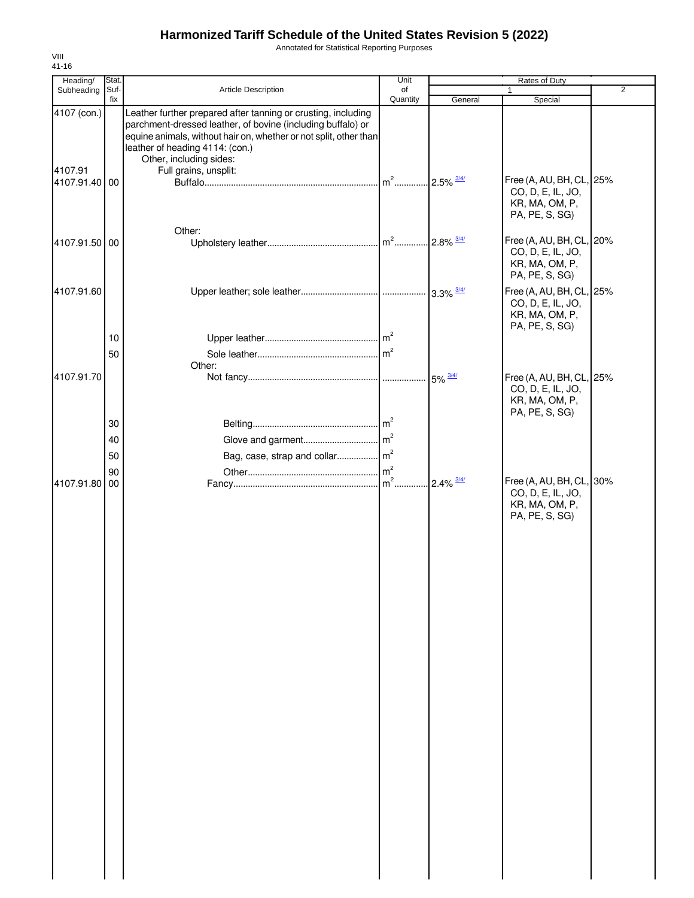# Harmonized Tariff Schedule of the United States Revision 5 (2022)

Annotated for Statistical Reporting Purposes

VIII
41-16

| Heading/ Subheading | Stat. Suf- fix | Article Description | Unit of Quantity | Rates of Duty 1 General | Special | 2 |
|---|---|---|---|---|---|---|
| 4107 (con.) | | Leather further prepared after tanning or crusting, including parchment-dressed leather, of bovine (including buffalo) or equine animals, without hair on, whether or not split, other than leather of heading 4114: (con.) | | | | |
| | | Other, including sides: | | | | |
| 4107.91 | | Full grains, unsplit: | | | | |
| 4107.91.40 | 00 | Buffalo | m² | 2.5% 3/4/ | Free (A, AU, BH, CL, CO, D, E, IL, JO, KR, MA, OM, P, PA, PE, S, SG) | 25% |
| | | Other: | | | | |
| 4107.91.50 | 00 | Upholstery leather | m² | 2.8% 3/4/ | Free (A, AU, BH, CL, CO, D, E, IL, JO, KR, MA, OM, P, PA, PE, S, SG) | 20% |
| 4107.91.60 | | Upper leather; sole leather | | 3.3% 3/4/ | Free (A, AU, BH, CL, CO, D, E, IL, JO, KR, MA, OM, P, PA, PE, S, SG) | 25% |
| | 10 | Upper leather | m² | | | |
| | 50 | Sole leather | m² | | | |
| | | Other: | | | | |
| 4107.91.70 | | Not fancy | | 5% 3/4/ | Free (A, AU, BH, CL, CO, D, E, IL, JO, KR, MA, OM, P, PA, PE, S, SG) | 25% |
| | 30 | Belting | m² | | | |
| | 40 | Glove and garment | m² | | | |
| | 50 | Bag, case, strap and collar | m² | | | |
| | 90 | Other | m² | | | |
| 4107.91.80 | 00 | Fancy | m² | 2.4% 3/4/ | Free (A, AU, BH, CL, CO, D, E, IL, JO, KR, MA, OM, P, PA, PE, S, SG) | 30% |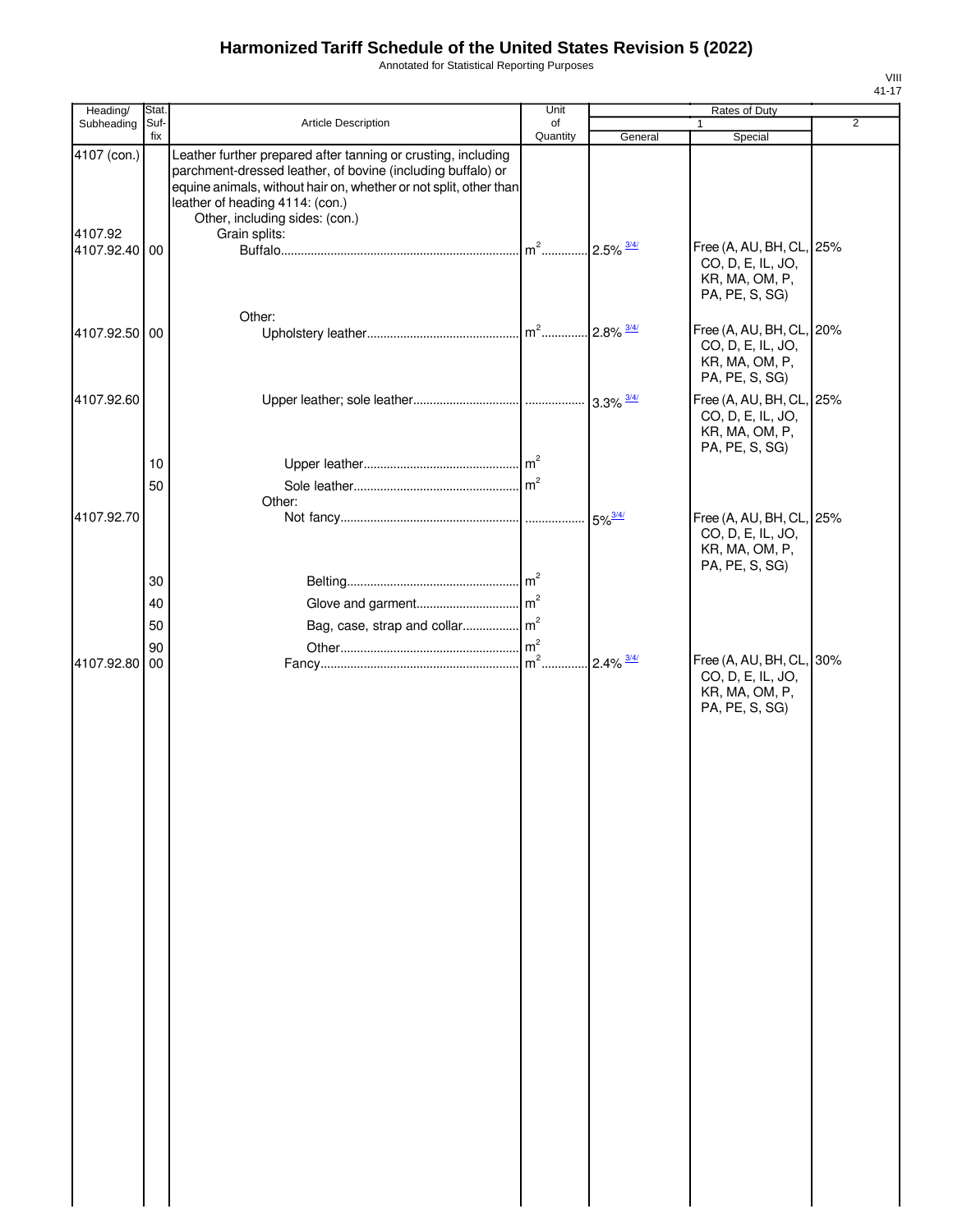# Harmonized Tariff Schedule of the United States Revision 5 (2022)

Annotated for Statistical Reporting Purposes

| Heading/ Subheading | Stat. Suf- fix | Article Description | Unit of Quantity | Rates of Duty 1 General | Special | 2 |
|---|---|---|---|---|---|---|
| 4107 (con.) | | Leather further prepared after tanning or crusting, including parchment-dressed leather, of bovine (including buffalo) or equine animals, without hair on, whether or not split, other than leather of heading 4114: (con.) | | | | |
| | | Other, including sides: (con.) | | | | |
| 4107.92 | | Grain splits: | | | | |
| 4107.92.40 | 00 | Buffalo | $m^2$ | 2.5% 3/4/ | Free (A, AU, BH, CL, CO, D, E, IL, JO, KR, MA, OM, P, PA, PE, S, SG) | 25% |
| | | Other: | | | | |
| 4107.92.50 | 00 | Upholstery leather | $m^2$ | 2.8% 3/4/ | Free (A, AU, BH, CL, CO, D, E, IL, JO, KR, MA, OM, P, PA, PE, S, SG) | 20% |
| 4107.92.60 | | Upper leather; sole leather | | 3.3% 3/4/ | Free (A, AU, BH, CL, CO, D, E, IL, JO, KR, MA, OM, P, PA, PE, S, SG) | 25% |
| | 10 | Upper leather | $m^2$ | | | |
| | 50 | Sole leather | $m^2$ | | | |
| | | Other: | | | | |
| 4107.92.70 | | Not fancy | | 5% 3/4/ | Free (A, AU, BH, CL, CO, D, E, IL, JO, KR, MA, OM, P, PA, PE, S, SG) | 25% |
| | 30 | Belting | $m^2$ | | | |
| | 40 | Glove and garment | $m^2$ | | | |
| | 50 | Bag, case, strap and collar | $m^2$ | | | |
| | 90 | Other | $m^2$ | | | |
| 4107.92.80 | 00 | Fancy | $m^2$ | 2.4% 3/4/ | Free (A, AU, BH, CL, CO, D, E, IL, JO, KR, MA, OM, P, PA, PE, S, SG) | 30% |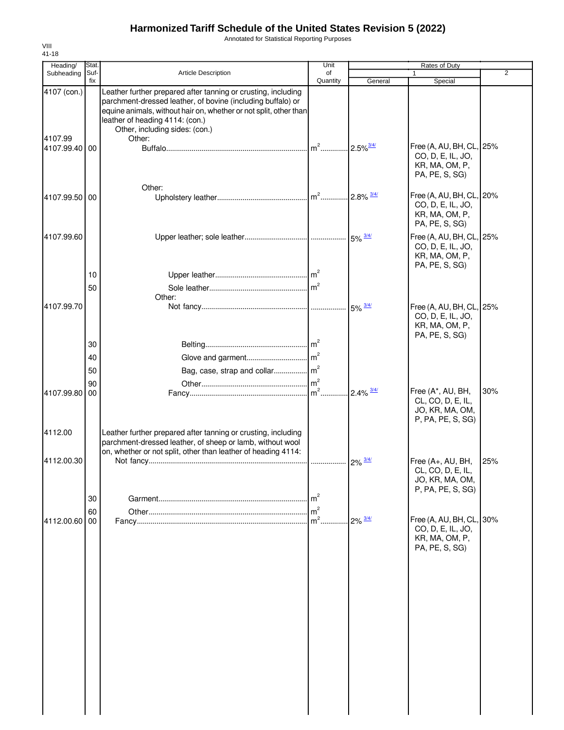# Harmonized Tariff Schedule of the United States Revision 5 (2022)

Annotated for Statistical Reporting Purposes

VIII
41-18

| Heading/ Subheading | Stat. Suf- fix | Article Description | Unit of Quantity | Rates of Duty 1 General | Special | 2 |
|---|---|---|---|---|---|---|
| 4107 (con.) | | Leather further prepared after tanning or crusting, including parchment-dressed leather, of bovine (including buffalo) or equine animals, without hair on, whether or not split, other than leather of heading 4114: (con.) | | | | |
| | | Other, including sides: (con.) | | | | |
| 4107.99 | | Other: | | | | |
| 4107.99.40 | 00 | Buffalo | m² | 2.5% 3/4/ | Free (A, AU, BH, CL, CO, D, E, IL, JO, KR, MA, OM, P, PA, PE, S, SG) | 25% |
| | | Other: | | | | |
| 4107.99.50 | 00 | Upholstery leather | m² | 2.8% 3/4/ | Free (A, AU, BH, CL, CO, D, E, IL, JO, KR, MA, OM, P, PA, PE, S, SG) | 20% |
| 4107.99.60 | | Upper leather; sole leather | | 5% 3/4/ | Free (A, AU, BH, CL, CO, D, E, IL, JO, KR, MA, OM, P, PA, PE, S, SG) | 25% |
| | 10 | Upper leather | m² | | | |
| | 50 | Sole leather | m² | | | |
| | | Other: | | | | |
| 4107.99.70 | | Not fancy | | 5% 3/4/ | Free (A, AU, BH, CL, CO, D, E, IL, JO, KR, MA, OM, P, PA, PE, S, SG) | 25% |
| | 30 | Belting | m² | | | |
| | 40 | Glove and garment | m² | | | |
| | 50 | Bag, case, strap and collar | m² | | | |
| | 90 | Other | m² | | | |
| 4107.99.80 | 00 | Fancy | m² | 2.4% 3/4/ | Free (A*, AU, BH, CL, CO, D, E, IL, JO, KR, MA, OM, P, PA, PE, S, SG) | 30% |
| 4112.00 | | Leather further prepared after tanning or crusting, including parchment-dressed leather, of sheep or lamb, without wool on, whether or not split, other than leather of heading 4114: | | | | |
| 4112.00.30 | | Not fancy | | 2% 3/4/ | Free (A+, AU, BH, CL, CO, D, E, IL, JO, KR, MA, OM, P, PA, PE, S, SG) | 25% |
| | 30 | Garment | m² | | | |
| | 60 | Other | m² | | | |
| 4112.00.60 | 00 | Fancy | m² | 2% 3/4/ | Free (A, AU, BH, CL, CO, D, E, IL, JO, KR, MA, OM, P, PA, PE, S, SG) | 30% |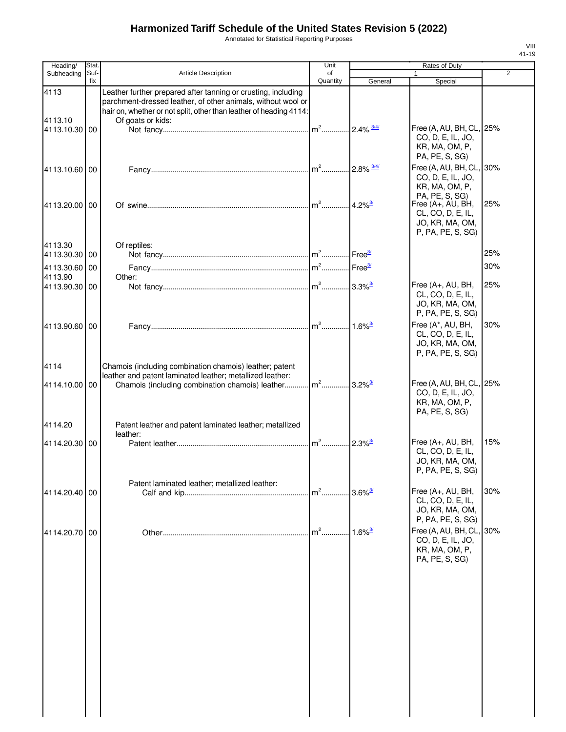# Harmonized Tariff Schedule of the United States Revision 5 (2022)

Annotated for Statistical Reporting Purposes

VIII
41-19

| Heading/ Subheading | Stat. Suf- fix | Article Description | Unit of Quantity | Rates of Duty 1 General | Special | 2 |
|---|---|---|---|---|---|---|
| 4113 | | Leather further prepared after tanning or crusting, including parchment-dressed leather, of other animals, without wool or hair on, whether or not split, other than leather of heading 4114: | | | | |
| 4113.10 | | Of goats or kids: | | | | |
| 4113.10.30 | 00 | Not fancy | m² | 2.4% 3/4/ | Free (A, AU, BH, CL, CO, D, E, IL, JO, KR, MA, OM, P, PA, PE, S, SG) | 25% |
| 4113.10.60 | 00 | Fancy | m² | 2.8% 3/4/ | Free (A, AU, BH, CL, CO, D, E, IL, JO, KR, MA, OM, P, PA, PE, S, SG) | 30% |
| 4113.20.00 | 00 | Of swine | m² | 4.2% 3/ | Free (A+, AU, BH, CL, CO, D, E, IL, JO, KR, MA, OM, P, PA, PE, S, SG) | 25% |
| 4113.30 | | Of reptiles: | | | | |
| 4113.30.30 | 00 | Not fancy | m² | Free 3/ | | 25% |
| 4113.30.60 | 00 | Fancy | m² | Free 3/ | | 30% |
| 4113.90 | | Other: | | | | |
| 4113.90.30 | 00 | Not fancy | m² | 3.3% 3/ | Free (A+, AU, BH, CL, CO, D, E, IL, JO, KR, MA, OM, P, PA, PE, S, SG) | 25% |
| 4113.90.60 | 00 | Fancy | m² | 1.6% 3/ | Free (A*, AU, BH, CL, CO, D, E, IL, JO, KR, MA, OM, P, PA, PE, S, SG) | 30% |
| 4114 | | Chamois (including combination chamois) leather; patent leather and patent laminated leather; metallized leather: | | | | |
| 4114.10.00 | 00 | Chamois (including combination chamois) leather | m² | 3.2% 3/ | Free (A, AU, BH, CL, CO, D, E, IL, JO, KR, MA, OM, P, PA, PE, S, SG) | 25% |
| 4114.20 | | Patent leather and patent laminated leather; metallized leather: | | | | |
| 4114.20.30 | 00 | Patent leather | m² | 2.3% 3/ | Free (A+, AU, BH, CL, CO, D, E, IL, JO, KR, MA, OM, P, PA, PE, S, SG) | 15% |
| | | Patent laminated leather; metallized leather: | | | | |
| 4114.20.40 | 00 | Calf and kip | m² | 3.6% 3/ | Free (A+, AU, BH, CL, CO, D, E, IL, JO, KR, MA, OM, P, PA, PE, S, SG) | 30% |
| 4114.20.70 | 00 | Other | m² | 1.6% 3/ | Free (A, AU, BH, CL, CO, D, E, IL, JO, KR, MA, OM, P, PA, PE, S, SG) | 30% |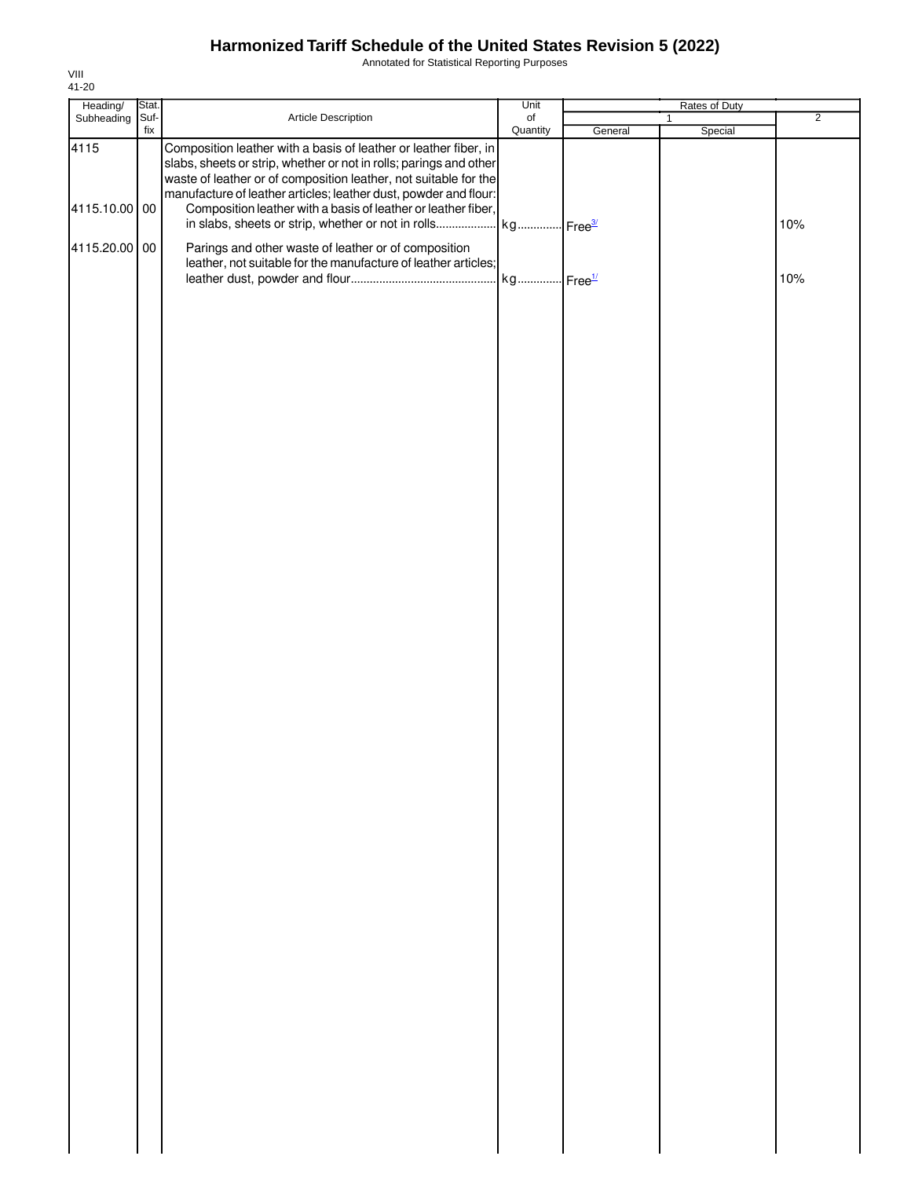# Harmonized Tariff Schedule of the United States Revision 5 (2022)

Annotated for Statistical Reporting Purposes

VIII
41-20

| Heading/ Subheading | Stat. Suf- fix | Article Description | Unit of Quantity | Rates of Duty | | |
|---|---|---|---|---|---|---|
| | | | | 1 | | 2 |
| | | | | General | Special | |
| 4115 | | Composition leather with a basis of leather or leather fiber, in slabs, sheets or strip, whether or not in rolls; parings and other waste of leather or of composition leather, not suitable for the manufacture of leather articles; leather dust, powder and flour: | | | | |
| 4115.10.00 | 00 | Composition leather with a basis of leather or leather fiber, in slabs, sheets or strip, whether or not in rolls | kg | Free[3/] | | 10% |
| 4115.20.00 | 00 | Parings and other waste of leather or of composition leather, not suitable for the manufacture of leather articles; leather dust, powder and flour | kg | Free[1/] | | 10% |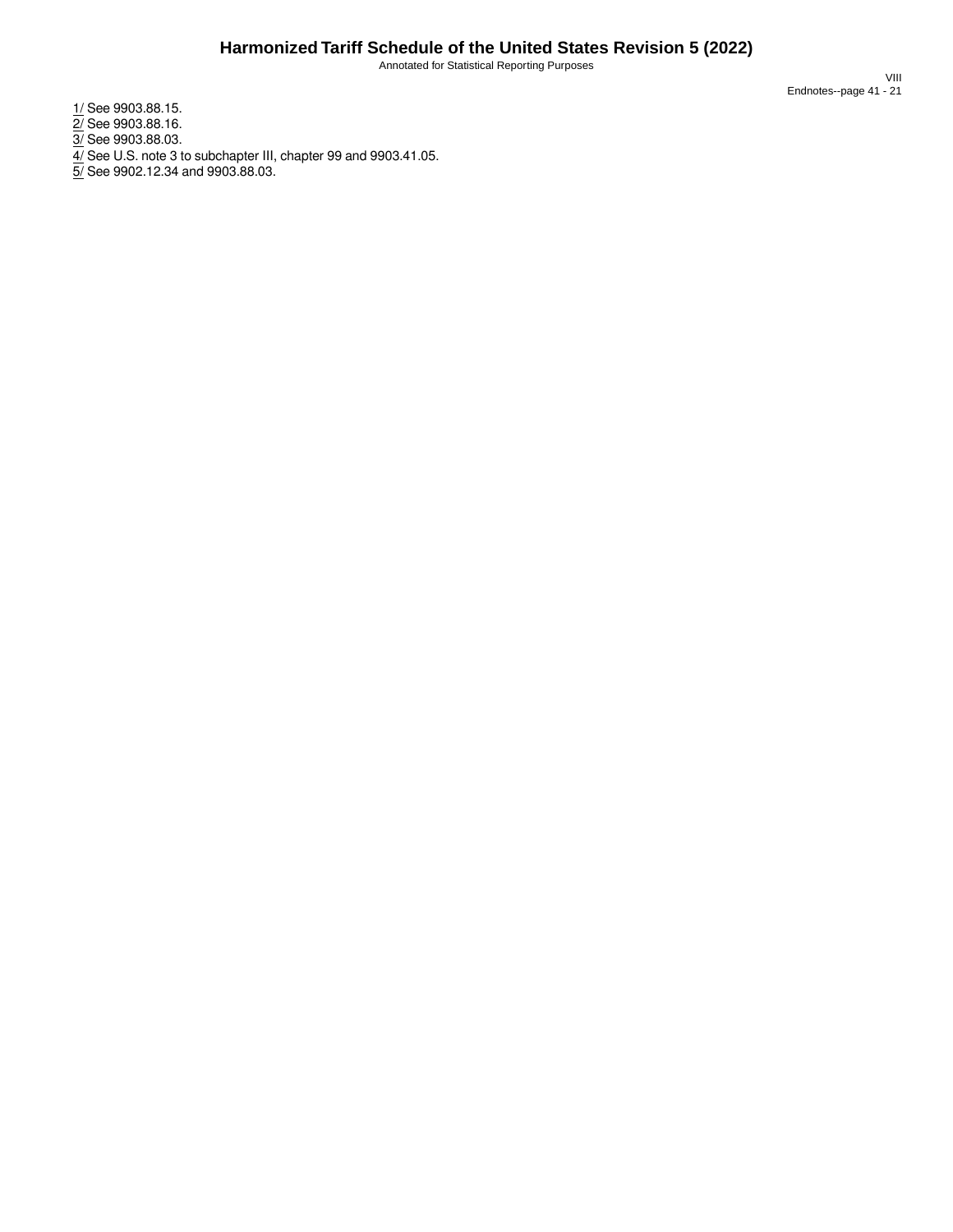1/ See 9903.88.15.
2/ See 9903.88.16.
3/ See 9903.88.03.
4/ See U.S. note 3 to subchapter III, chapter 99 and 9903.41.05.
5/ See 9902.12.34 and 9903.88.03.